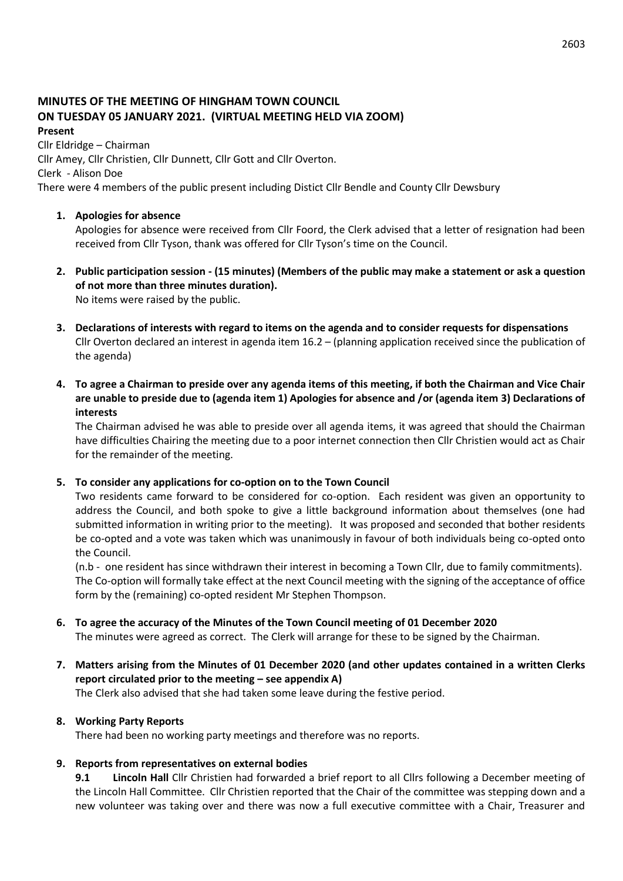# MINUTES OF THE MEETING OF HINGHAM TOWN COUNCIL ON TUESDAY 05 JANUARY 2021. (VIRTUAL MEETING HELD VIA ZOOM)

**Present**

Cllr Eldridge – Chairman
Cllr Amey, Cllr Christien, Cllr Dunnett, Cllr Gott and Cllr Overton.
Clerk - Alison Doe
There were 4 members of the public present including Distict Cllr Bendle and County Cllr Dewsbury

1. **Apologies for absence**

   Apologies for absence were received from Cllr Foord, the Clerk advised that a letter of resignation had been received from Cllr Tyson, thank was offered for Cllr Tyson's time on the Council.

2. **Public participation session - (15 minutes) (Members of the public may make a statement or ask a question of not more than three minutes duration).**

   No items were raised by the public.

3. **Declarations of interests with regard to items on the agenda and to consider requests for dispensations**

   Cllr Overton declared an interest in agenda item 16.2 – (planning application received since the publication of the agenda)

4. **To agree a Chairman to preside over any agenda items of this meeting, if both the Chairman and Vice Chair are unable to preside due to (agenda item 1) Apologies for absence and /or (agenda item 3) Declarations of interests**

   The Chairman advised he was able to preside over all agenda items, it was agreed that should the Chairman have difficulties Chairing the meeting due to a poor internet connection then Cllr Christien would act as Chair for the remainder of the meeting.

5. **To consider any applications for co-option on to the Town Council**

   Two residents came forward to be considered for co-option. Each resident was given an opportunity to address the Council, and both spoke to give a little background information about themselves (one had submitted information in writing prior to the meeting). It was proposed and seconded that bother residents be co-opted and a vote was taken which was unanimously in favour of both individuals being co-opted onto the Council.

   (n.b - one resident has since withdrawn their interest in becoming a Town Cllr, due to family commitments). The Co-option will formally take effect at the next Council meeting with the signing of the acceptance of office form by the (remaining) co-opted resident Mr Stephen Thompson.

6. **To agree the accuracy of the Minutes of the Town Council meeting of 01 December 2020**

   The minutes were agreed as correct. The Clerk will arrange for these to be signed by the Chairman.

7. **Matters arising from the Minutes of 01 December 2020 (and other updates contained in a written Clerks report circulated prior to the meeting – see appendix A)**

   The Clerk also advised that she had taken some leave during the festive period.

8. **Working Party Reports**

   There had been no working party meetings and therefore was no reports.

9. **Reports from representatives on external bodies**

   **9.1 Lincoln Hall** Cllr Christien had forwarded a brief report to all Cllrs following a December meeting of the Lincoln Hall Committee. Cllr Christien reported that the Chair of the committee was stepping down and a new volunteer was taking over and there was now a full executive committee with a Chair, Treasurer and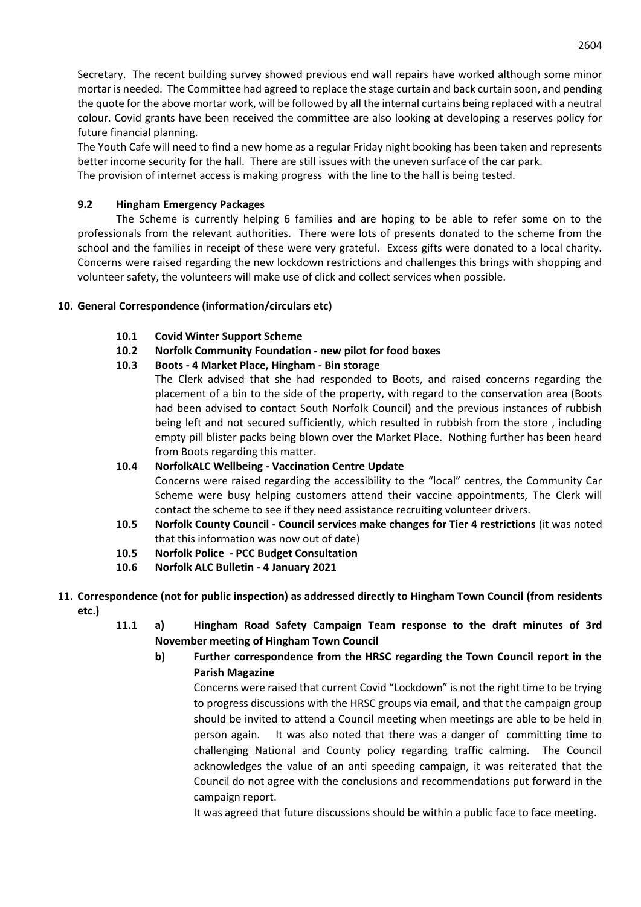Secretary. The recent building survey showed previous end wall repairs have worked although some minor mortar is needed. The Committee had agreed to replace the stage curtain and back curtain soon, and pending the quote for the above mortar work, will be followed by all the internal curtains being replaced with a neutral colour. Covid grants have been received the committee are also looking at developing a reserves policy for future financial planning.

The Youth Cafe will need to find a new home as a regular Friday night booking has been taken and represents better income security for the hall. There are still issues with the uneven surface of the car park.

The provision of internet access is making progress with the line to the hall is being tested.

### 9.2 Hingham Emergency Packages

The Scheme is currently helping 6 families and are hoping to be able to refer some on to the professionals from the relevant authorities. There were lots of presents donated to the scheme from the school and the families in receipt of these were very grateful. Excess gifts were donated to a local charity. Concerns were raised regarding the new lockdown restrictions and challenges this brings with shopping and volunteer safety, the volunteers will make use of click and collect services when possible.

## 10. General Correspondence (information/circulars etc)

**10.1 Covid Winter Support Scheme**

**10.2 Norfolk Community Foundation - new pilot for food boxes**

**10.3 Boots - 4 Market Place, Hingham - Bin storage**

The Clerk advised that she had responded to Boots, and raised concerns regarding the placement of a bin to the side of the property, with regard to the conservation area (Boots had been advised to contact South Norfolk Council) and the previous instances of rubbish being left and not secured sufficiently, which resulted in rubbish from the store , including empty pill blister packs being blown over the Market Place. Nothing further has been heard from Boots regarding this matter.

**10.4 NorfolkALC Wellbeing - Vaccination Centre Update**

Concerns were raised regarding the accessibility to the "local" centres, the Community Car Scheme were busy helping customers attend their vaccine appointments, The Clerk will contact the scheme to see if they need assistance recruiting volunteer drivers.

**10.5 Norfolk County Council - Council services make changes for Tier 4 restrictions** (it was noted that this information was now out of date)

**10.5 Norfolk Police - PCC Budget Consultation**

**10.6 Norfolk ALC Bulletin - 4 January 2021**

## 11. Correspondence (not for public inspection) as addressed directly to Hingham Town Council (from residents etc.)

**11.1 a) Hingham Road Safety Campaign Team response to the draft minutes of 3rd November meeting of Hingham Town Council**

**b) Further correspondence from the HRSC regarding the Town Council report in the Parish Magazine**

Concerns were raised that current Covid "Lockdown" is not the right time to be trying to progress discussions with the HRSC groups via email, and that the campaign group should be invited to attend a Council meeting when meetings are able to be held in person again. It was also noted that there was a danger of committing time to challenging National and County policy regarding traffic calming. The Council acknowledges the value of an anti speeding campaign, it was reiterated that the Council do not agree with the conclusions and recommendations put forward in the campaign report.

It was agreed that future discussions should be within a public face to face meeting.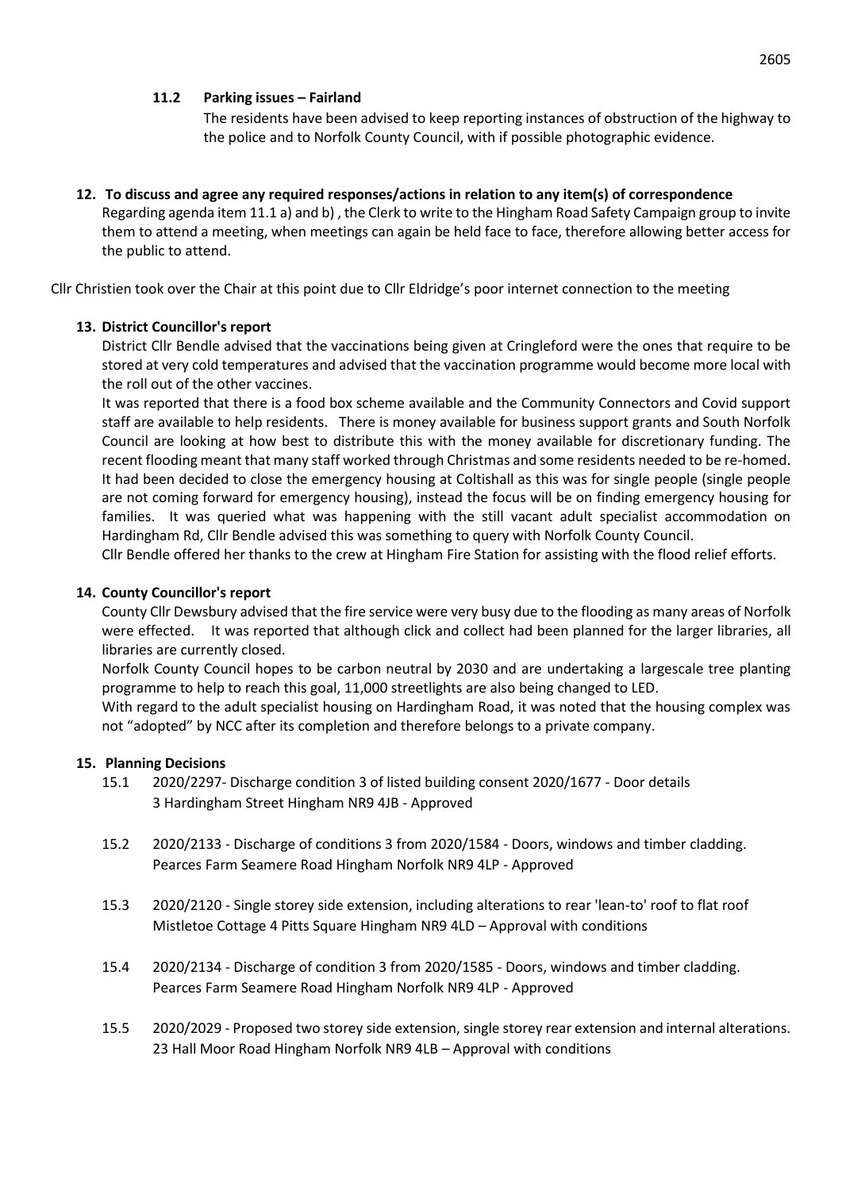### 11.2 Parking issues – Fairland

The residents have been advised to keep reporting instances of obstruction of the highway to the police and to Norfolk County Council, with if possible photographic evidence.

### 12. To discuss and agree any required responses/actions in relation to any item(s) of correspondence

Regarding agenda item 11.1 a) and b) , the Clerk to write to the Hingham Road Safety Campaign group to invite them to attend a meeting, when meetings can again be held face to face, therefore allowing better access for the public to attend.

Cllr Christien took over the Chair at this point due to Cllr Eldridge's poor internet connection to the meeting

### 13. District Councillor's report

District Cllr Bendle advised that the vaccinations being given at Cringleford were the ones that require to be stored at very cold temperatures and advised that the vaccination programme would become more local with the roll out of the other vaccines.

It was reported that there is a food box scheme available and the Community Connectors and Covid support staff are available to help residents. There is money available for business support grants and South Norfolk Council are looking at how best to distribute this with the money available for discretionary funding. The recent flooding meant that many staff worked through Christmas and some residents needed to be re-homed. It had been decided to close the emergency housing at Coltishall as this was for single people (single people are not coming forward for emergency housing), instead the focus will be on finding emergency housing for families. It was queried what was happening with the still vacant adult specialist accommodation on Hardingham Rd, Cllr Bendle advised this was something to query with Norfolk County Council.

Cllr Bendle offered her thanks to the crew at Hingham Fire Station for assisting with the flood relief efforts.

### 14. County Councillor's report

County Cllr Dewsbury advised that the fire service were very busy due to the flooding as many areas of Norfolk were effected. It was reported that although click and collect had been planned for the larger libraries, all libraries are currently closed.

Norfolk County Council hopes to be carbon neutral by 2030 and are undertaking a largescale tree planting programme to help to reach this goal, 11,000 streetlights are also being changed to LED.

With regard to the adult specialist housing on Hardingham Road, it was noted that the housing complex was not "adopted" by NCC after its completion and therefore belongs to a private company.

### 15. Planning Decisions

15.1 2020/2297- Discharge of condition 3 of listed building consent 2020/1677 - Door details
3 Hardingham Street Hingham NR9 4JB - Approved

15.2 2020/2133 - Discharge of conditions 3 from 2020/1584 - Doors, windows and timber cladding.
Pearces Farm Seamere Road Hingham Norfolk NR9 4LP - Approved

15.3 2020/2120 - Single storey side extension, including alterations to rear 'lean-to' roof to flat roof
Mistletoe Cottage 4 Pitts Square Hingham NR9 4LD – Approval with conditions

15.4 2020/2134 - Discharge of condition 3 from 2020/1585 - Doors, windows and timber cladding.
Pearces Farm Seamere Road Hingham Norfolk NR9 4LP - Approved

15.5 2020/2029 - Proposed two storey side extension, single storey rear extension and internal alterations.
23 Hall Moor Road Hingham Norfolk NR9 4LB – Approval with conditions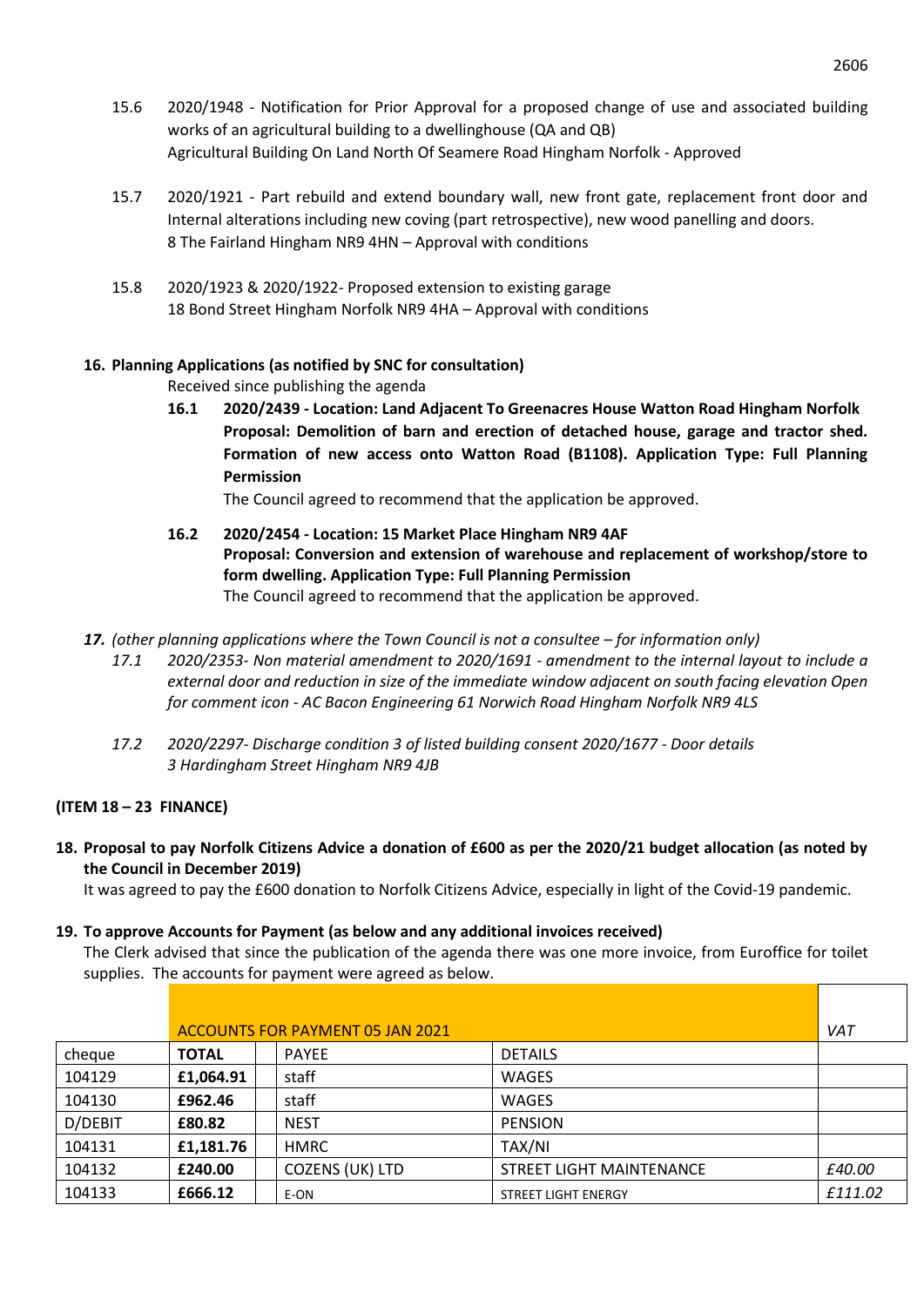15.6 2020/1948 - Notification for Prior Approval for a proposed change of use and associated building works of an agricultural building to a dwellinghouse (QA and QB)
Agricultural Building On Land North Of Seamere Road Hingham Norfolk - Approved

15.7 2020/1921 - Part rebuild and extend boundary wall, new front gate, replacement front door and Internal alterations including new coving (part retrospective), new wood panelling and doors.
8 The Fairland Hingham NR9 4HN – Approval with conditions

15.8 2020/1923 & 2020/1922- Proposed extension to existing garage
18 Bond Street Hingham Norfolk NR9 4HA – Approval with conditions

**16. Planning Applications (as notified by SNC for consultation)**

Received since publishing the agenda

**16.1 2020/2439 - Location: Land Adjacent To Greenacres House Watton Road Hingham Norfolk Proposal: Demolition of barn and erection of detached house, garage and tractor shed. Formation of new access onto Watton Road (B1108). Application Type: Full Planning Permission**

The Council agreed to recommend that the application be approved.

**16.2 2020/2454 - Location: 15 Market Place Hingham NR9 4AF Proposal: Conversion and extension of warehouse and replacement of workshop/store to form dwelling. Application Type: Full Planning Permission**

The Council agreed to recommend that the application be approved.

***17.*** *(other planning applications where the Town Council is not a consultee – for information only)*

*17.1 2020/2353- Non material amendment to 2020/1691 - amendment to the internal layout to include a external door and reduction in size of the immediate window adjacent on south facing elevation Open for comment icon - AC Bacon Engineering 61 Norwich Road Hingham Norfolk NR9 4LS*

*17.2 2020/2297- Discharge condition 3 of listed building consent 2020/1677 - Door details 3 Hardingham Street Hingham NR9 4JB*

**(ITEM 18 – 23 FINANCE)**

**18. Proposal to pay Norfolk Citizens Advice a donation of £600 as per the 2020/21 budget allocation (as noted by the Council in December 2019)**

It was agreed to pay the £600 donation to Norfolk Citizens Advice, especially in light of the Covid-19 pandemic.

**19. To approve Accounts for Payment (as below and any additional invoices received)**

The Clerk advised that since the publication of the agenda there was one more invoice, from Euroffice for toilet supplies. The accounts for payment were agreed as below.

| | ACCOUNTS FOR PAYMENT 05 JAN 2021 | | | | *VAT* |
|---|---|---|---|---|---|
| cheque | **TOTAL** | | PAYEE | DETAILS | |
| 104129 | **£1,064.91** | | staff | WAGES | |
| 104130 | **£962.46** | | staff | WAGES | |
| D/DEBIT | **£80.82** | | NEST | PENSION | |
| 104131 | **£1,181.76** | | HMRC | TAX/NI | |
| 104132 | **£240.00** | | COZENS (UK) LTD | STREET LIGHT MAINTENANCE | *£40.00* |
| 104133 | **£666.12** | | E-ON | STREET LIGHT ENERGY | *£111.02* |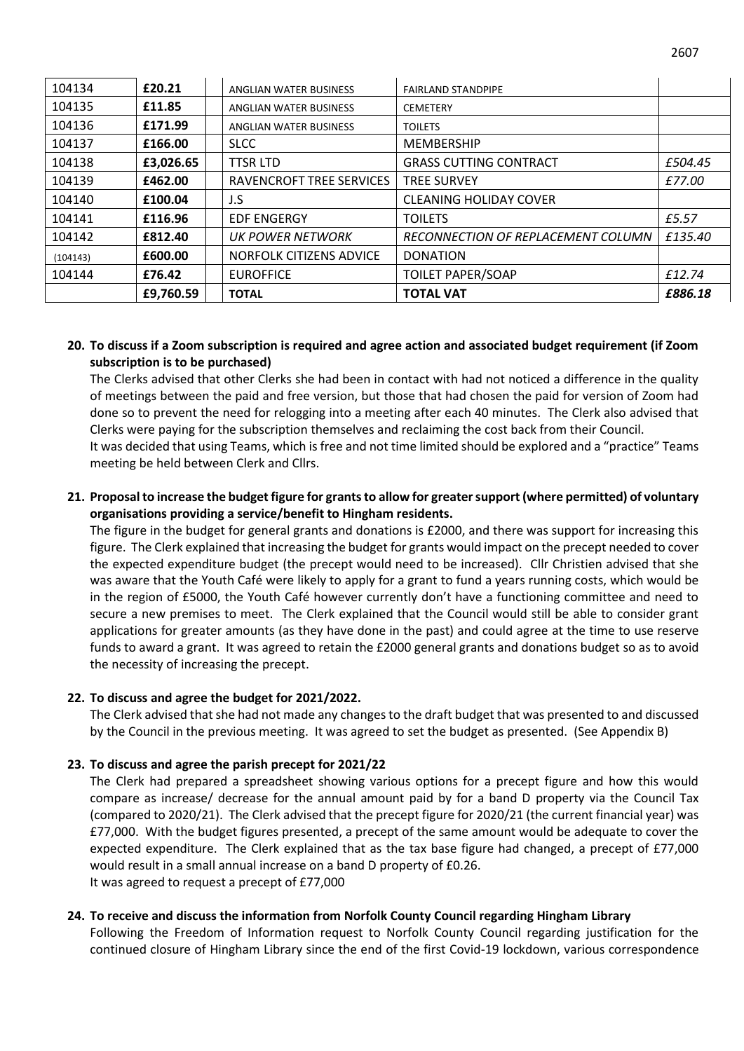| 104134 | **£20.21** | | ANGLIAN WATER BUSINESS | FAIRLAND STANDPIPE | |
|---|---|---|---|---|---|
| 104135 | **£11.85** | | ANGLIAN WATER BUSINESS | CEMETERY | |
| 104136 | **£171.99** | | ANGLIAN WATER BUSINESS | TOILETS | |
| 104137 | **£166.00** | | SLCC | MEMBERSHIP | |
| 104138 | **£3,026.65** | | TTSR LTD | GRASS CUTTING CONTRACT | *£504.45* |
| 104139 | **£462.00** | | RAVENCROFT TREE SERVICES | TREE SURVEY | *£77.00* |
| 104140 | **£100.04** | | J.S | CLEANING HOLIDAY COVER | |
| 104141 | **£116.96** | | EDF ENGERGY | TOILETS | *£5.57* |
| 104142 | **£812.40** | | *UK POWER NETWORK* | *RECONNECTION OF REPLACEMENT COLUMN* | *£135.40* |
| (104143) | **£600.00** | | NORFOLK CITIZENS ADVICE | DONATION | |
| 104144 | **£76.42** | | EUROFFICE | TOILET PAPER/SOAP | *£12.74* |
| | **£9,760.59** | | **TOTAL** | **TOTAL VAT** | ***£886.18*** |

**20. To discuss if a Zoom subscription is required and agree action and associated budget requirement (if Zoom subscription is to be purchased)**

The Clerks advised that other Clerks she had been in contact with had not noticed a difference in the quality of meetings between the paid and free version, but those that had chosen the paid for version of Zoom had done so to prevent the need for relogging into a meeting after each 40 minutes. The Clerk also advised that Clerks were paying for the subscription themselves and reclaiming the cost back from their Council.
It was decided that using Teams, which is free and not time limited should be explored and a "practice" Teams meeting be held between Clerk and Cllrs.

**21. Proposal to increase the budget figure for grants to allow for greater support (where permitted) of voluntary organisations providing a service/benefit to Hingham residents.**

The figure in the budget for general grants and donations is £2000, and there was support for increasing this figure. The Clerk explained that increasing the budget for grants would impact on the precept needed to cover the expected expenditure budget (the precept would need to be increased). Cllr Christien advised that she was aware that the Youth Café were likely to apply for a grant to fund a years running costs, which would be in the region of £5000, the Youth Café however currently don't have a functioning committee and need to secure a new premises to meet. The Clerk explained that the Council would still be able to consider grant applications for greater amounts (as they have done in the past) and could agree at the time to use reserve funds to award a grant. It was agreed to retain the £2000 general grants and donations budget so as to avoid the necessity of increasing the precept.

**22. To discuss and agree the budget for 2021/2022.**

The Clerk advised that she had not made any changes to the draft budget that was presented to and discussed by the Council in the previous meeting. It was agreed to set the budget as presented. (See Appendix B)

**23. To discuss and agree the parish precept for 2021/22**

The Clerk had prepared a spreadsheet showing various options for a precept figure and how this would compare as increase/ decrease for the annual amount paid by for a band D property via the Council Tax (compared to 2020/21). The Clerk advised that the precept figure for 2020/21 (the current financial year) was £77,000. With the budget figures presented, a precept of the same amount would be adequate to cover the expected expenditure. The Clerk explained that as the tax base figure had changed, a precept of £77,000 would result in a small annual increase on a band D property of £0.26.
It was agreed to request a precept of £77,000

**24. To receive and discuss the information from Norfolk County Council regarding Hingham Library**

Following the Freedom of Information request to Norfolk County Council regarding justification for the continued closure of Hingham Library since the end of the first Covid-19 lockdown, various correspondence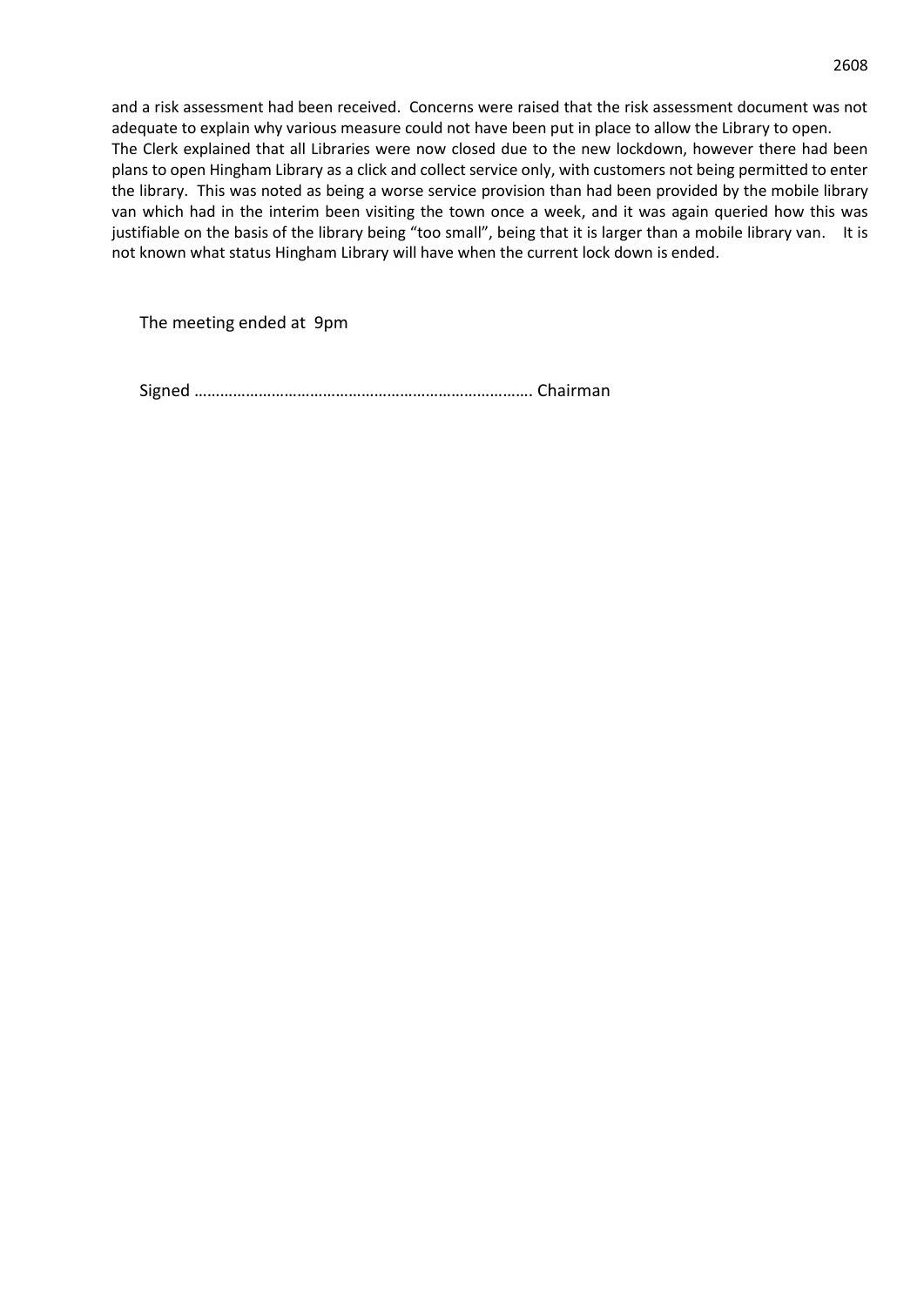and a risk assessment had been received. Concerns were raised that the risk assessment document was not adequate to explain why various measure could not have been put in place to allow the Library to open.
The Clerk explained that all Libraries were now closed due to the new lockdown, however there had been plans to open Hingham Library as a click and collect service only, with customers not being permitted to enter the library. This was noted as being a worse service provision than had been provided by the mobile library van which had in the interim been visiting the town once a week, and it was again queried how this was justifiable on the basis of the library being "too small", being that it is larger than a mobile library van. It is not known what status Hingham Library will have when the current lock down is ended.

The meeting ended at 9pm

Signed …………………………………………………………………… Chairman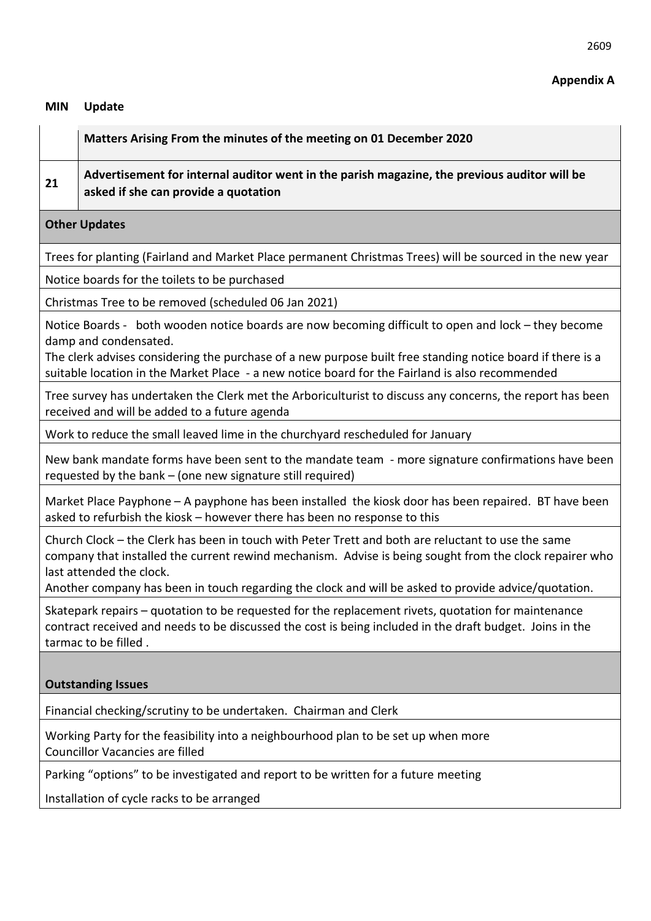**Appendix A**

| MIN | Update |
|---|---|
| | **Matters Arising From the minutes of the meeting on 01 December 2020** |
| **21** | **Advertisement for internal auditor went in the parish magazine, the previous auditor will be asked if she can provide a quotation** |
| **Other Updates** | |
| Trees for planting (Fairland and Market Place permanent Christmas Trees) will be sourced in the new year | |
| Notice boards for the toilets to be purchased | |
| Christmas Tree to be removed (scheduled 06 Jan 2021) | |
| Notice Boards - both wooden notice boards are now becoming difficult to open and lock – they become damp and condensated.<br>The clerk advises considering the purchase of a new purpose built free standing notice board if there is a suitable location in the Market Place - a new notice board for the Fairland is also recommended | |
| Tree survey has undertaken the Clerk met the Arboriculturist to discuss any concerns, the report has been received and will be added to a future agenda | |
| Work to reduce the small leaved lime in the churchyard rescheduled for January | |
| New bank mandate forms have been sent to the mandate team - more signature confirmations have been requested by the bank – (one new signature still required) | |
| Market Place Payphone – A payphone has been installed the kiosk door has been repaired. BT have been asked to refurbish the kiosk – however there has been no response to this | |
| Church Clock – the Clerk has been in touch with Peter Trett and both are reluctant to use the same company that installed the current rewind mechanism. Advise is being sought from the clock repairer who last attended the clock.<br>Another company has been in touch regarding the clock and will be asked to provide advice/quotation. | |
| Skatepark repairs – quotation to be requested for the replacement rivets, quotation for maintenance contract received and needs to be discussed the cost is being included in the draft budget. Joins in the tarmac to be filled . | |
| **Outstanding Issues** | |
| Financial checking/scrutiny to be undertaken. Chairman and Clerk | |
| Working Party for the feasibility into a neighbourhood plan to be set up when more Councillor Vacancies are filled | |
| Parking "options" to be investigated and report to be written for a future meeting | |
| Installation of cycle racks to be arranged | |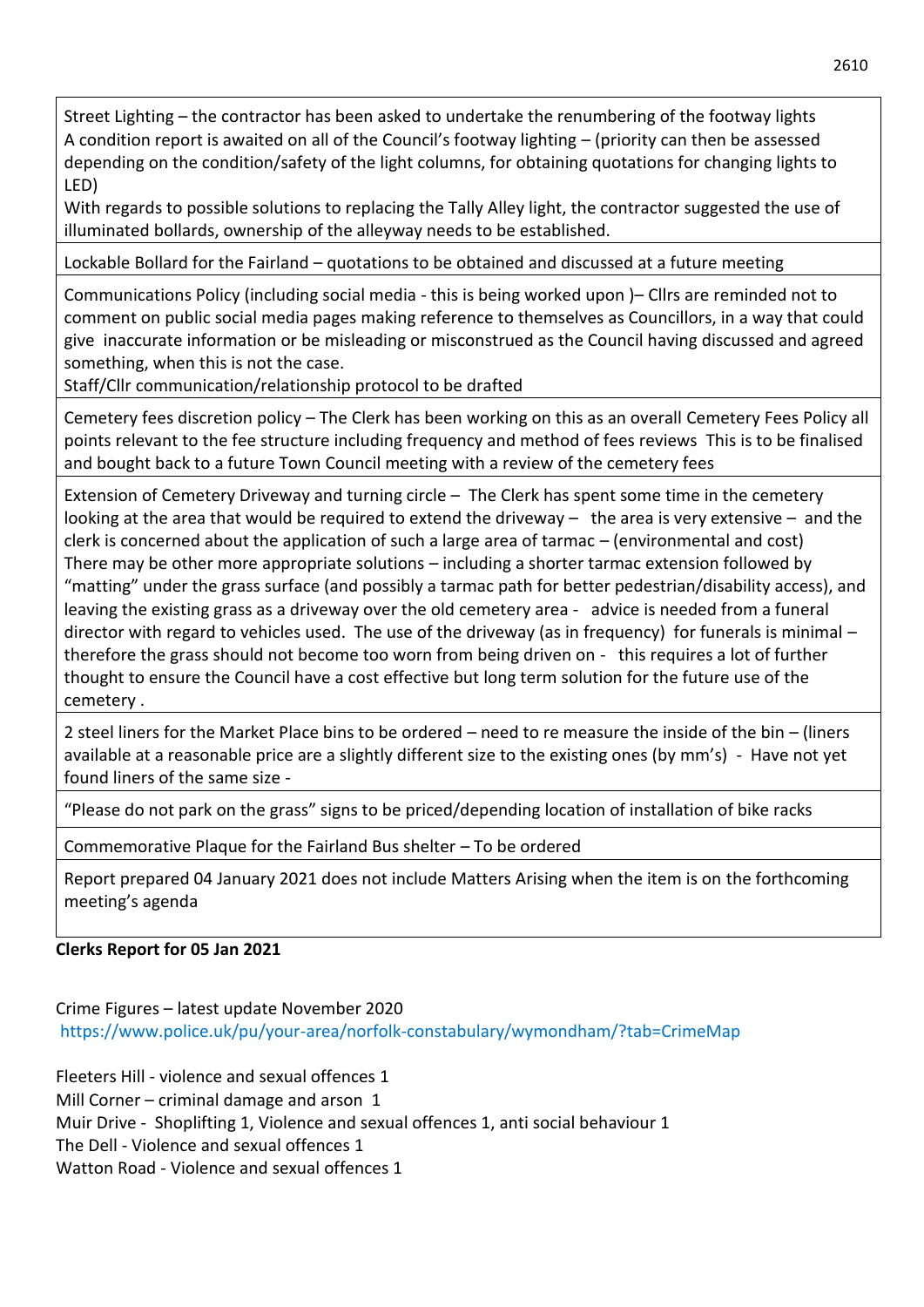| |
|---|
| Street Lighting – the contractor has been asked to undertake the renumbering of the footway lights<br>A condition report is awaited on all of the Council's footway lighting – (priority can then be assessed depending on the condition/safety of the light columns, for obtaining quotations for changing lights to LED)<br>With regards to possible solutions to replacing the Tally Alley light, the contractor suggested the use of illuminated bollards, ownership of the alleyway needs to be established. |
| Lockable Bollard for the Fairland – quotations to be obtained and discussed at a future meeting |
| Communications Policy (including social media - this is being worked upon )– Cllrs are reminded not to comment on public social media pages making reference to themselves as Councillors, in a way that could give inaccurate information or be misleading or misconstrued as the Council having discussed and agreed something, when this is not the case.<br>Staff/Cllr communication/relationship protocol to be drafted |
| Cemetery fees discretion policy – The Clerk has been working on this as an overall Cemetery Fees Policy all points relevant to the fee structure including frequency and method of fees reviews This is to be finalised and bought back to a future Town Council meeting with a review of the cemetery fees |
| Extension of Cemetery Driveway and turning circle – The Clerk has spent some time in the cemetery looking at the area that would be required to extend the driveway – the area is very extensive – and the clerk is concerned about the application of such a large area of tarmac – (environmental and cost)<br>There may be other more appropriate solutions – including a shorter tarmac extension followed by "matting" under the grass surface (and possibly a tarmac path for better pedestrian/disability access), and leaving the existing grass as a driveway over the old cemetery area - advice is needed from a funeral director with regard to vehicles used. The use of the driveway (as in frequency) for funerals is minimal – therefore the grass should not become too worn from being driven on - this requires a lot of further thought to ensure the Council have a cost effective but long term solution for the future use of the cemetery . |
| 2 steel liners for the Market Place bins to be ordered – need to re measure the inside of the bin – (liners available at a reasonable price are a slightly different size to the existing ones (by mm's) - Have not yet found liners of the same size - |
| "Please do not park on the grass" signs to be priced/depending location of installation of bike racks |
| Commemorative Plaque for the Fairland Bus shelter – To be ordered |
| Report prepared 04 January 2021 does not include Matters Arising when the item is on the forthcoming meeting's agenda |

**Clerks Report for 05 Jan 2021**

Crime Figures – latest update November 2020
https://www.police.uk/pu/your-area/norfolk-constabulary/wymondham/?tab=CrimeMap

Fleeters Hill - violence and sexual offences 1
Mill Corner – criminal damage and arson 1
Muir Drive - Shoplifting 1, Violence and sexual offences 1, anti social behaviour 1
The Dell - Violence and sexual offences 1
Watton Road - Violence and sexual offences 1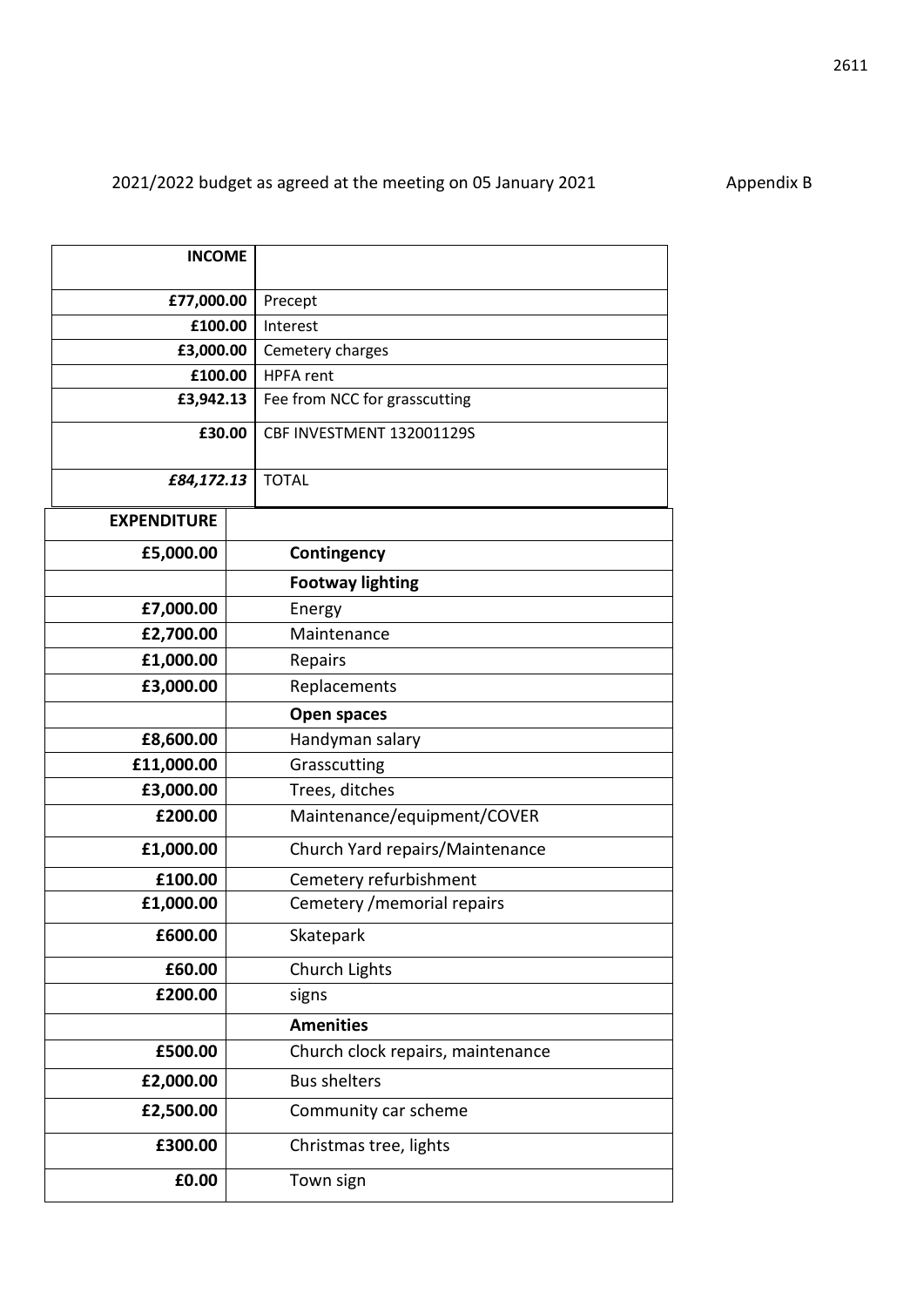2021/2022 budget as agreed at the meeting on 05 January 2021 Appendix B

| **INCOME** | |
|---|---|
| **£77,000.00** | Precept |
| **£100.00** | Interest |
| **£3,000.00** | Cemetery charges |
| **£100.00** | HPFA rent |
| **£3,942.13** | Fee from NCC for grasscutting |
| **£30.00** | CBF INVESTMENT 132001129S |
| ***£84,172.13*** | TOTAL |

| **EXPENDITURE** | |
|---|---|
| **£5,000.00** | **Contingency** |
| | **Footway lighting** |
| **£7,000.00** | Energy |
| **£2,700.00** | Maintenance |
| **£1,000.00** | Repairs |
| **£3,000.00** | Replacements |
| | **Open spaces** |
| **£8,600.00** | Handyman salary |
| **£11,000.00** | Grasscutting |
| **£3,000.00** | Trees, ditches |
| **£200.00** | Maintenance/equipment/COVER |
| **£1,000.00** | Church Yard repairs/Maintenance |
| **£100.00** | Cemetery refurbishment |
| **£1,000.00** | Cemetery /memorial repairs |
| **£600.00** | Skatepark |
| **£60.00** | Church Lights |
| **£200.00** | signs |
| | **Amenities** |
| **£500.00** | Church clock repairs, maintenance |
| **£2,000.00** | Bus shelters |
| **£2,500.00** | Community car scheme |
| **£300.00** | Christmas tree, lights |
| **£0.00** | Town sign |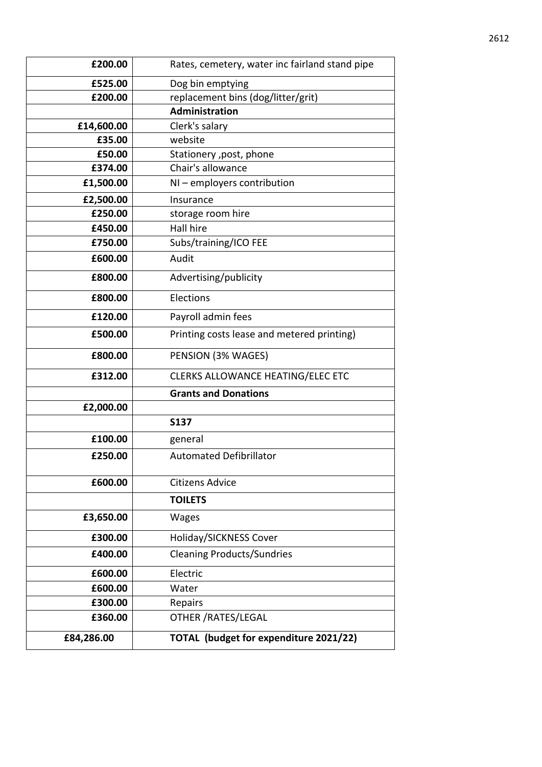| | |
|---|---|
| **£200.00** | Rates, cemetery, water inc fairland stand pipe |
| **£525.00** | Dog bin emptying |
| **£200.00** | replacement bins (dog/litter/grit) |
| | **Administration** |
| **£14,600.00** | Clerk's salary |
| **£35.00** | website |
| **£50.00** | Stationery ,post, phone |
| **£374.00** | Chair's allowance |
| **£1,500.00** | NI – employers contribution |
| **£2,500.00** | Insurance |
| **£250.00** | storage room hire |
| **£450.00** | Hall hire |
| **£750.00** | Subs/training/ICO FEE |
| **£600.00** | Audit |
| **£800.00** | Advertising/publicity |
| **£800.00** | Elections |
| **£120.00** | Payroll admin fees |
| **£500.00** | Printing costs lease and metered printing) |
| **£800.00** | PENSION (3% WAGES) |
| **£312.00** | CLERKS ALLOWANCE HEATING/ELEC ETC |
| | **Grants and Donations** |
| **£2,000.00** | |
| | **S137** |
| **£100.00** | general |
| **£250.00** | Automated Defibrillator |
| **£600.00** | Citizens Advice |
| | **TOILETS** |
| **£3,650.00** | Wages |
| **£300.00** | Holiday/SICKNESS Cover |
| **£400.00** | Cleaning Products/Sundries |
| **£600.00** | Electric |
| **£600.00** | Water |
| **£300.00** | Repairs |
| **£360.00** | OTHER /RATES/LEGAL |
| **£84,286.00** | **TOTAL (budget for expenditure 2021/22)** |